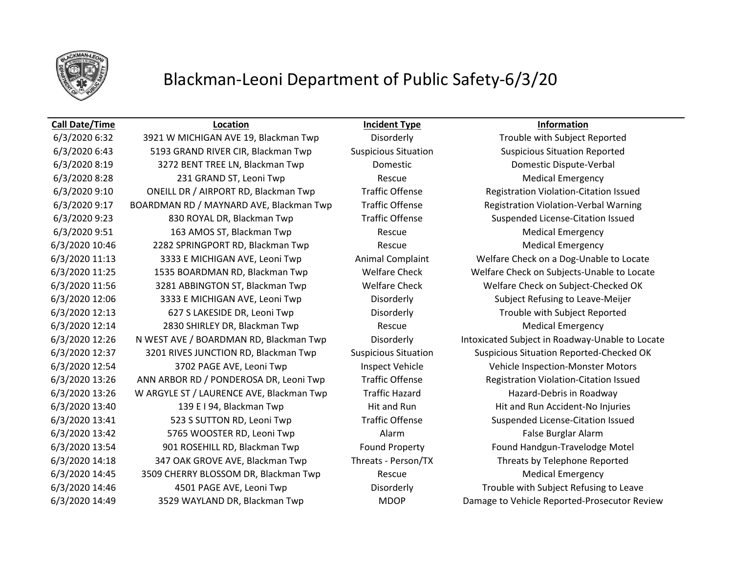# Blackman-Leoni Department of Public Safety-6/3/20

| Call Date/Time | Location | Incident Type | Information |
|---|---|---|---|
| 6/3/2020 6:32 | 3921 W MICHIGAN AVE 19, Blackman Twp | Disorderly | Trouble with Subject Reported |
| 6/3/2020 6:43 | 5193 GRAND RIVER CIR, Blackman Twp | Suspicious Situation | Suspicious Situation Reported |
| 6/3/2020 8:19 | 3272 BENT TREE LN, Blackman Twp | Domestic | Domestic Dispute-Verbal |
| 6/3/2020 8:28 | 231 GRAND ST, Leoni Twp | Rescue | Medical Emergency |
| 6/3/2020 9:10 | ONEILL DR / AIRPORT RD, Blackman Twp | Traffic Offense | Registration Violation-Citation Issued |
| 6/3/2020 9:17 | BOARDMAN RD / MAYNARD AVE, Blackman Twp | Traffic Offense | Registration Violation-Verbal Warning |
| 6/3/2020 9:23 | 830 ROYAL DR, Blackman Twp | Traffic Offense | Suspended License-Citation Issued |
| 6/3/2020 9:51 | 163 AMOS ST, Blackman Twp | Rescue | Medical Emergency |
| 6/3/2020 10:46 | 2282 SPRINGPORT RD, Blackman Twp | Rescue | Medical Emergency |
| 6/3/2020 11:13 | 3333 E MICHIGAN AVE, Leoni Twp | Animal Complaint | Welfare Check on a Dog-Unable to Locate |
| 6/3/2020 11:25 | 1535 BOARDMAN RD, Blackman Twp | Welfare Check | Welfare Check on Subjects-Unable to Locate |
| 6/3/2020 11:56 | 3281 ABBINGTON ST, Blackman Twp | Welfare Check | Welfare Check on Subject-Checked OK |
| 6/3/2020 12:06 | 3333 E MICHIGAN AVE, Leoni Twp | Disorderly | Subject Refusing to Leave-Meijer |
| 6/3/2020 12:13 | 627 S LAKESIDE DR, Leoni Twp | Disorderly | Trouble with Subject Reported |
| 6/3/2020 12:14 | 2830 SHIRLEY DR, Blackman Twp | Rescue | Medical Emergency |
| 6/3/2020 12:26 | N WEST AVE / BOARDMAN RD, Blackman Twp | Disorderly | Intoxicated Subject in Roadway-Unable to Locate |
| 6/3/2020 12:37 | 3201 RIVES JUNCTION RD, Blackman Twp | Suspicious Situation | Suspicious Situation Reported-Checked OK |
| 6/3/2020 12:54 | 3702 PAGE AVE, Leoni Twp | Inspect Vehicle | Vehicle Inspection-Monster Motors |
| 6/3/2020 13:26 | ANN ARBOR RD / PONDEROSA DR, Leoni Twp | Traffic Offense | Registration Violation-Citation Issued |
| 6/3/2020 13:26 | W ARGYLE ST / LAURENCE AVE, Blackman Twp | Traffic Hazard | Hazard-Debris in Roadway |
| 6/3/2020 13:40 | 139 E I 94, Blackman Twp | Hit and Run | Hit and Run Accident-No Injuries |
| 6/3/2020 13:41 | 523 S SUTTON RD, Leoni Twp | Traffic Offense | Suspended License-Citation Issued |
| 6/3/2020 13:42 | 5765 WOOSTER RD, Leoni Twp | Alarm | False Burglar Alarm |
| 6/3/2020 13:54 | 901 ROSEHILL RD, Blackman Twp | Found Property | Found Handgun-Travelodge Motel |
| 6/3/2020 14:18 | 347 OAK GROVE AVE, Blackman Twp | Threats - Person/TX | Threats by Telephone Reported |
| 6/3/2020 14:45 | 3509 CHERRY BLOSSOM DR, Blackman Twp | Rescue | Medical Emergency |
| 6/3/2020 14:46 | 4501 PAGE AVE, Leoni Twp | Disorderly | Trouble with Subject Refusing to Leave |
| 6/3/2020 14:49 | 3529 WAYLAND DR, Blackman Twp | MDOP | Damage to Vehicle Reported-Prosecutor Review |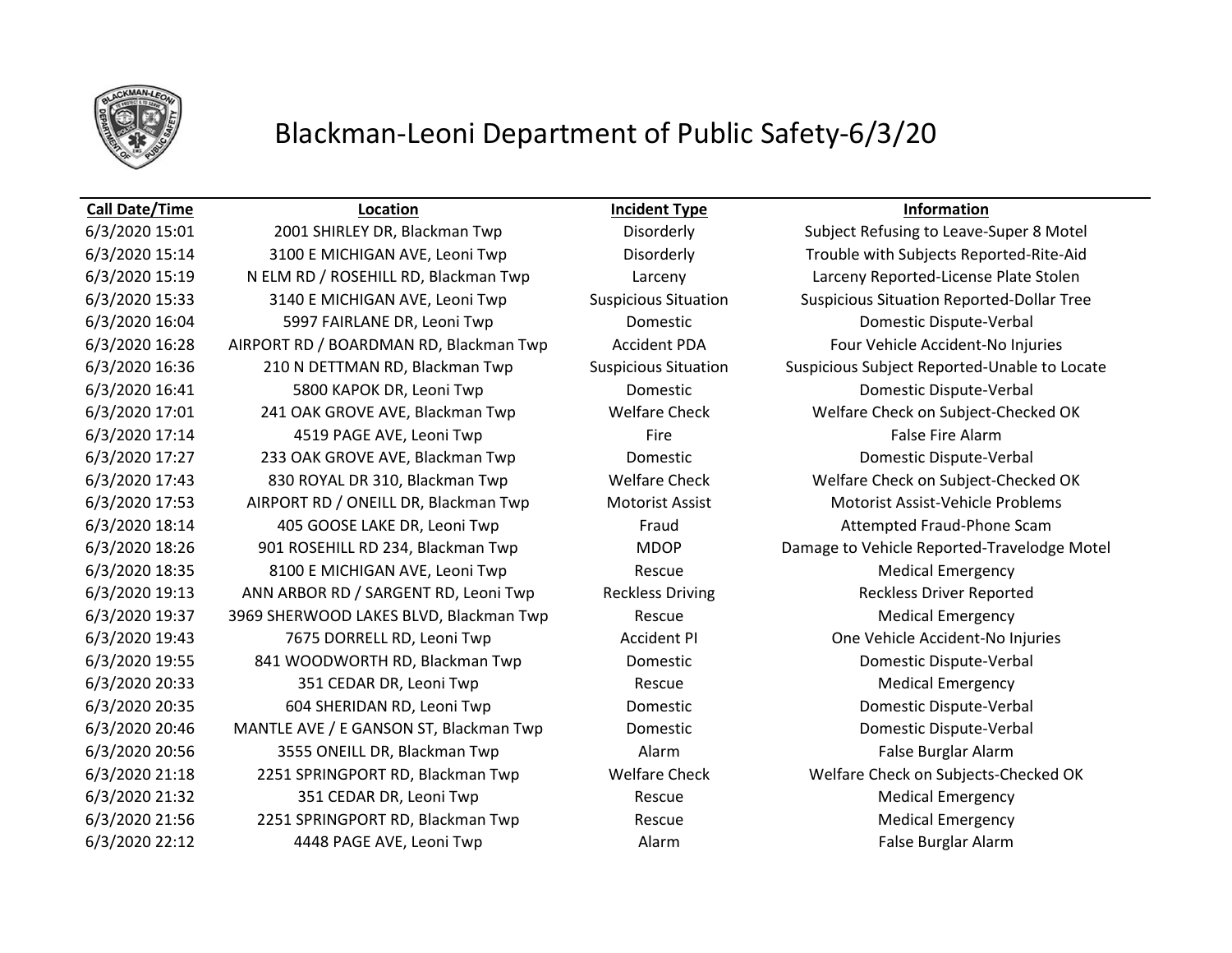# Blackman-Leoni Department of Public Safety-6/3/20

| Call Date/Time | Location | Incident Type | Information |
|---|---|---|---|
| 6/3/2020 15:01 | 2001 SHIRLEY DR, Blackman Twp | Disorderly | Subject Refusing to Leave-Super 8 Motel |
| 6/3/2020 15:14 | 3100 E MICHIGAN AVE, Leoni Twp | Disorderly | Trouble with Subjects Reported-Rite-Aid |
| 6/3/2020 15:19 | N ELM RD / ROSEHILL RD, Blackman Twp | Larceny | Larceny Reported-License Plate Stolen |
| 6/3/2020 15:33 | 3140 E MICHIGAN AVE, Leoni Twp | Suspicious Situation | Suspicious Situation Reported-Dollar Tree |
| 6/3/2020 16:04 | 5997 FAIRLANE DR, Leoni Twp | Domestic | Domestic Dispute-Verbal |
| 6/3/2020 16:28 | AIRPORT RD / BOARDMAN RD, Blackman Twp | Accident PDA | Four Vehicle Accident-No Injuries |
| 6/3/2020 16:36 | 210 N DETTMAN RD, Blackman Twp | Suspicious Situation | Suspicious Subject Reported-Unable to Locate |
| 6/3/2020 16:41 | 5800 KAPOK DR, Leoni Twp | Domestic | Domestic Dispute-Verbal |
| 6/3/2020 17:01 | 241 OAK GROVE AVE, Blackman Twp | Welfare Check | Welfare Check on Subject-Checked OK |
| 6/3/2020 17:14 | 4519 PAGE AVE, Leoni Twp | Fire | False Fire Alarm |
| 6/3/2020 17:27 | 233 OAK GROVE AVE, Blackman Twp | Domestic | Domestic Dispute-Verbal |
| 6/3/2020 17:43 | 830 ROYAL DR 310, Blackman Twp | Welfare Check | Welfare Check on Subject-Checked OK |
| 6/3/2020 17:53 | AIRPORT RD / ONEILL DR, Blackman Twp | Motorist Assist | Motorist Assist-Vehicle Problems |
| 6/3/2020 18:14 | 405 GOOSE LAKE DR, Leoni Twp | Fraud | Attempted Fraud-Phone Scam |
| 6/3/2020 18:26 | 901 ROSEHILL RD 234, Blackman Twp | MDOP | Damage to Vehicle Reported-Travelodge Motel |
| 6/3/2020 18:35 | 8100 E MICHIGAN AVE, Leoni Twp | Rescue | Medical Emergency |
| 6/3/2020 19:13 | ANN ARBOR RD / SARGENT RD, Leoni Twp | Reckless Driving | Reckless Driver Reported |
| 6/3/2020 19:37 | 3969 SHERWOOD LAKES BLVD, Blackman Twp | Rescue | Medical Emergency |
| 6/3/2020 19:43 | 7675 DORRELL RD, Leoni Twp | Accident PI | One Vehicle Accident-No Injuries |
| 6/3/2020 19:55 | 841 WOODWORTH RD, Blackman Twp | Domestic | Domestic Dispute-Verbal |
| 6/3/2020 20:33 | 351 CEDAR DR, Leoni Twp | Rescue | Medical Emergency |
| 6/3/2020 20:35 | 604 SHERIDAN RD, Leoni Twp | Domestic | Domestic Dispute-Verbal |
| 6/3/2020 20:46 | MANTLE AVE / E GANSON ST, Blackman Twp | Domestic | Domestic Dispute-Verbal |
| 6/3/2020 20:56 | 3555 ONEILL DR, Blackman Twp | Alarm | False Burglar Alarm |
| 6/3/2020 21:18 | 2251 SPRINGPORT RD, Blackman Twp | Welfare Check | Welfare Check on Subjects-Checked OK |
| 6/3/2020 21:32 | 351 CEDAR DR, Leoni Twp | Rescue | Medical Emergency |
| 6/3/2020 21:56 | 2251 SPRINGPORT RD, Blackman Twp | Rescue | Medical Emergency |
| 6/3/2020 22:12 | 4448 PAGE AVE, Leoni Twp | Alarm | False Burglar Alarm |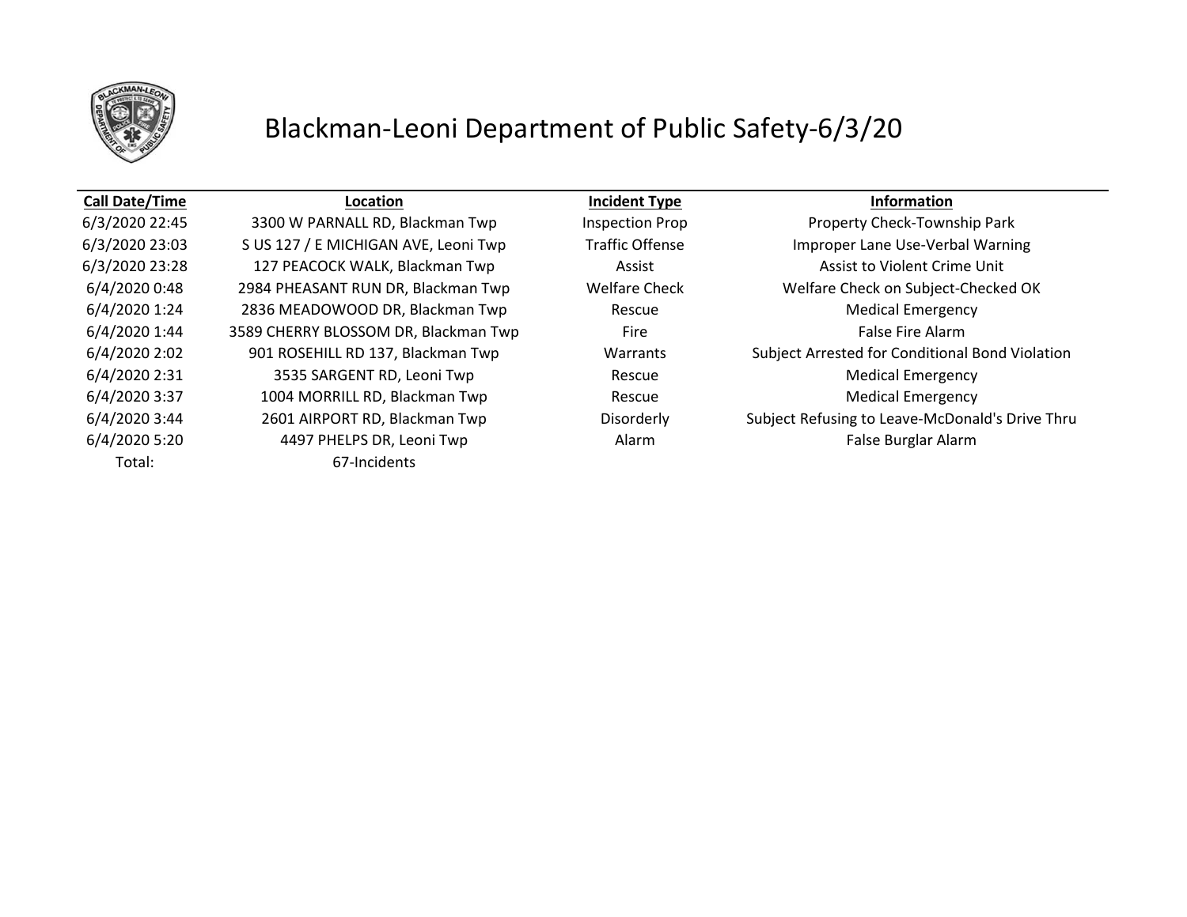# Blackman-Leoni Department of Public Safety-6/3/20

| Call Date/Time | Location | Incident Type | Information |
|---|---|---|---|
| 6/3/2020 22:45 | 3300 W PARNALL RD, Blackman Twp | Inspection Prop | Property Check-Township Park |
| 6/3/2020 23:03 | S US 127 / E MICHIGAN AVE, Leoni Twp | Traffic Offense | Improper Lane Use-Verbal Warning |
| 6/3/2020 23:28 | 127 PEACOCK WALK, Blackman Twp | Assist | Assist to Violent Crime Unit |
| 6/4/2020 0:48 | 2984 PHEASANT RUN DR, Blackman Twp | Welfare Check | Welfare Check on Subject-Checked OK |
| 6/4/2020 1:24 | 2836 MEADOWOOD DR, Blackman Twp | Rescue | Medical Emergency |
| 6/4/2020 1:44 | 3589 CHERRY BLOSSOM DR, Blackman Twp | Fire | False Fire Alarm |
| 6/4/2020 2:02 | 901 ROSEHILL RD 137, Blackman Twp | Warrants | Subject Arrested for Conditional Bond Violation |
| 6/4/2020 2:31 | 3535 SARGENT RD, Leoni Twp | Rescue | Medical Emergency |
| 6/4/2020 3:37 | 1004 MORRILL RD, Blackman Twp | Rescue | Medical Emergency |
| 6/4/2020 3:44 | 2601 AIRPORT RD, Blackman Twp | Disorderly | Subject Refusing to Leave-McDonald's Drive Thru |
| 6/4/2020 5:20 | 4497 PHELPS DR, Leoni Twp | Alarm | False Burglar Alarm |
| Total: | 67-Incidents | | |